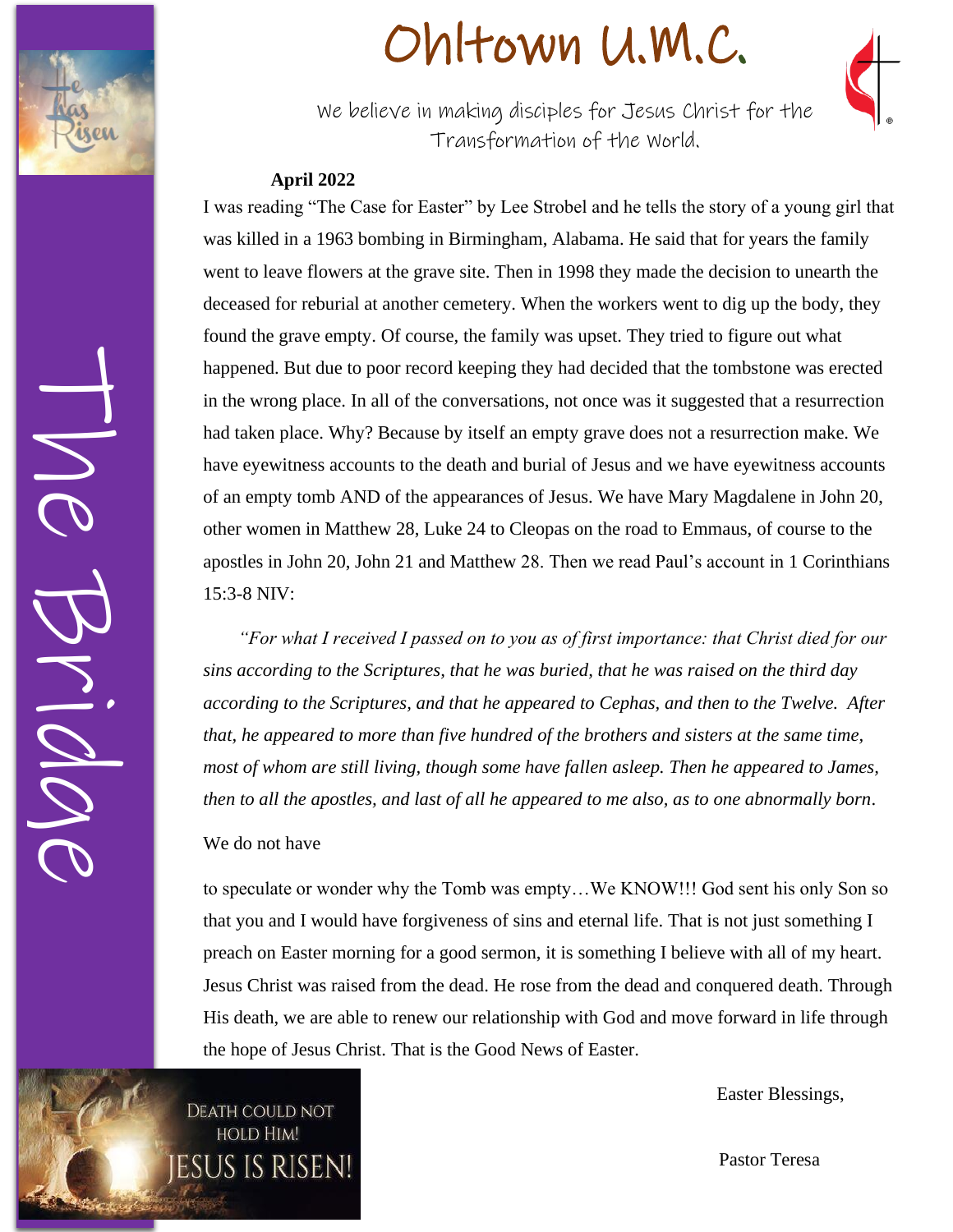# Ohltown U.M.C.

We believe in making disciples for Jesus Christ for the Transformation of the World.

The Bridge

**April 2022**

I was reading "The Case for Easter" by Lee Strobel and he tells the story of a young girl that was killed in a 1963 bombing in Birmingham, Alabama. He said that for years the family went to leave flowers at the grave site. Then in 1998 they made the decision to unearth the deceased for reburial at another cemetery. When the workers went to dig up the body, they found the grave empty. Of course, the family was upset. They tried to figure out what happened. But due to poor record keeping they had decided that the tombstone was erected in the wrong place. In all of the conversations, not once was it suggested that a resurrection had taken place. Why? Because by itself an empty grave does not a resurrection make. We have eyewitness accounts to the death and burial of Jesus and we have eyewitness accounts of an empty tomb AND of the appearances of Jesus. We have Mary Magdalene in John 20, other women in Matthew 28, Luke 24 to Cleopas on the road to Emmaus, of course to the apostles in John 20, John 21 and Matthew 28. Then we read Paul's account in 1 Corinthians 15:3-8 NIV:

*"For what I received I passed on to you as of first importance: that Christ died for our sins according to the Scriptures, that he was buried, that he was raised on the third day according to the Scriptures, and that he appeared to Cephas, and then to the Twelve. After that, he appeared to more than five hundred of the brothers and sisters at the same time, most of whom are still living, though some have fallen asleep. Then he appeared to James, then to all the apostles, and last of all he appeared to me also, as to one abnormally born*.

We do not have

to speculate or wonder why the Tomb was empty…We KNOW!!! God sent his only Son so that you and I would have forgiveness of sins and eternal life. That is not just something I preach on Easter morning for a good sermon, it is something I believe with all of my heart. Jesus Christ was raised from the dead. He rose from the dead and conquered death. Through His death, we are able to renew our relationship with God and move forward in life through the hope of Jesus Christ. That is the Good News of Easter.

Easter Blessings,

Pastor Teresa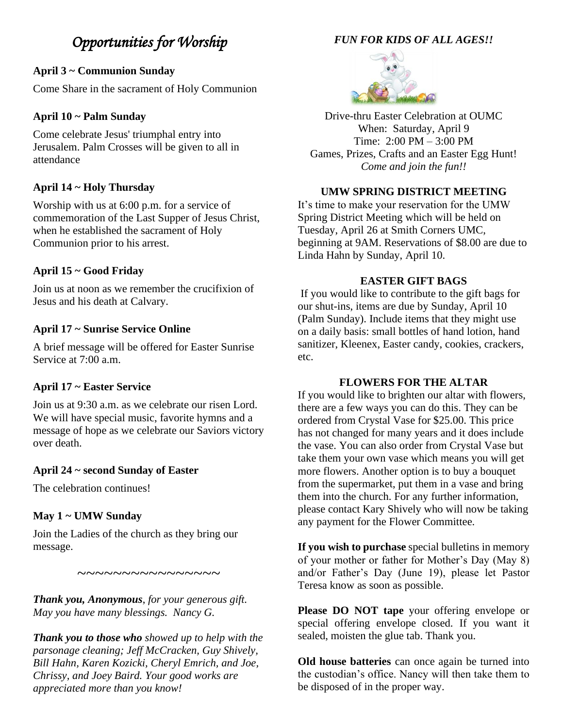# *Opportunities for Worship*

**April 3 ~ Communion Sunday**

Come Share in the sacrament of Holy Communion

**April 10 ~ Palm Sunday**

Come celebrate Jesus' triumphal entry into Jerusalem. Palm Crosses will be given to all in attendance

**April 14 ~ Holy Thursday**

Worship with us at 6:00 p.m. for a service of commemoration of the Last Supper of Jesus Christ, when he established the sacrament of Holy Communion prior to his arrest.

**April 15 ~ Good Friday**

Join us at noon as we remember the crucifixion of Jesus and his death at Calvary.

**April 17 ~ Sunrise Service Online**

A brief message will be offered for Easter Sunrise Service at 7:00 a.m.

**April 17 ~ Easter Service**

Join us at 9:30 a.m. as we celebrate our risen Lord. We will have special music, favorite hymns and a message of hope as we celebrate our Saviors victory over death.

**April 24 ~ second Sunday of Easter**

The celebration continues!

**May 1 ~ UMW Sunday**

Join the Ladies of the church as they bring our message.

~~~~~~~~~~~~~~~~

***Thank you, Anonymous****, for your generous gift. May you have many blessings. Nancy G.*

***Thank you to those who*** *showed up to help with the parsonage cleaning; Jeff McCracken, Guy Shively, Bill Hahn, Karen Kozicki, Cheryl Emrich, and Joe, Chrissy, and Joey Baird. Your good works are appreciated more than you know!*

***FUN FOR KIDS OF ALL AGES!!***

Drive-thru Easter Celebration at OUMC
When: Saturday, April 9
Time: 2:00 PM – 3:00 PM
Games, Prizes, Crafts and an Easter Egg Hunt!
*Come and join the fun!!*

**UMW SPRING DISTRICT MEETING**

It's time to make your reservation for the UMW Spring District Meeting which will be held on Tuesday, April 26 at Smith Corners UMC, beginning at 9AM. Reservations of $8.00 are due to Linda Hahn by Sunday, April 10.

**EASTER GIFT BAGS**

If you would like to contribute to the gift bags for our shut-ins, items are due by Sunday, April 10 (Palm Sunday). Include items that they might use on a daily basis: small bottles of hand lotion, hand sanitizer, Kleenex, Easter candy, cookies, crackers, etc.

**FLOWERS FOR THE ALTAR**

If you would like to brighten our altar with flowers, there are a few ways you can do this. They can be ordered from Crystal Vase for $25.00. This price has not changed for many years and it does include the vase. You can also order from Crystal Vase but take them your own vase which means you will get more flowers. Another option is to buy a bouquet from the supermarket, put them in a vase and bring them into the church. For any further information, please contact Kary Shively who will now be taking any payment for the Flower Committee.

**If you wish to purchase** special bulletins in memory of your mother or father for Mother's Day (May 8) and/or Father's Day (June 19), please let Pastor Teresa know as soon as possible.

**Please DO NOT tape** your offering envelope or special offering envelope closed. If you want it sealed, moisten the glue tab. Thank you.

**Old house batteries** can once again be turned into the custodian's office. Nancy will then take them to be disposed of in the proper way.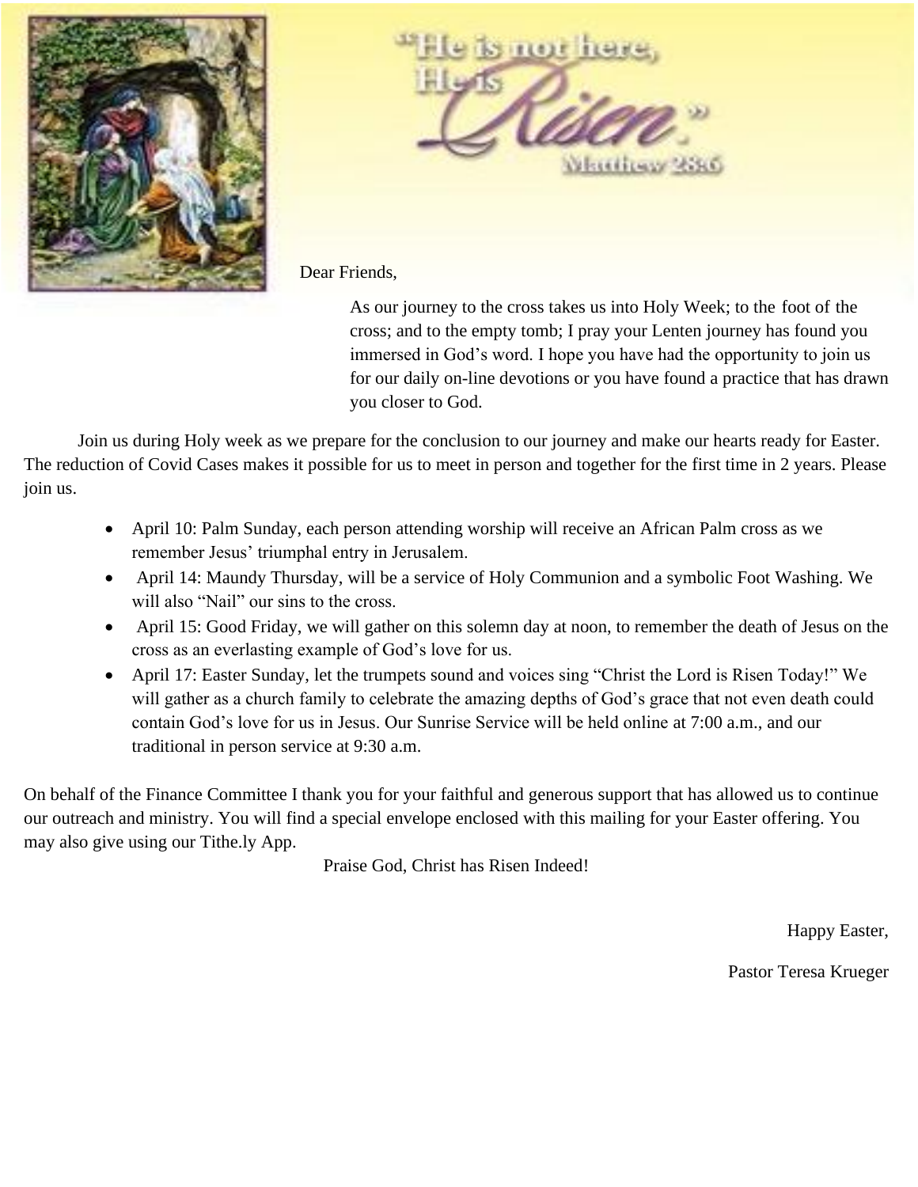"He is not here, He is Risen."

Matthew 28:6

Dear Friends,

As our journey to the cross takes us into Holy Week; to the foot of the cross; and to the empty tomb; I pray your Lenten journey has found you immersed in God's word. I hope you have had the opportunity to join us for our daily on-line devotions or you have found a practice that has drawn you closer to God.

Join us during Holy week as we prepare for the conclusion to our journey and make our hearts ready for Easter. The reduction of Covid Cases makes it possible for us to meet in person and together for the first time in 2 years. Please join us.

- April 10: Palm Sunday, each person attending worship will receive an African Palm cross as we remember Jesus' triumphal entry in Jerusalem.
- April 14: Maundy Thursday, will be a service of Holy Communion and a symbolic Foot Washing. We will also "Nail" our sins to the cross.
- April 15: Good Friday, we will gather on this solemn day at noon, to remember the death of Jesus on the cross as an everlasting example of God's love for us.
- April 17: Easter Sunday, let the trumpets sound and voices sing "Christ the Lord is Risen Today!" We will gather as a church family to celebrate the amazing depths of God's grace that not even death could contain God's love for us in Jesus. Our Sunrise Service will be held online at 7:00 a.m., and our traditional in person service at 9:30 a.m.

On behalf of the Finance Committee I thank you for your faithful and generous support that has allowed us to continue our outreach and ministry. You will find a special envelope enclosed with this mailing for your Easter offering. You may also give using our Tithe.ly App.

Praise God, Christ has Risen Indeed!

Happy Easter,

Pastor Teresa Krueger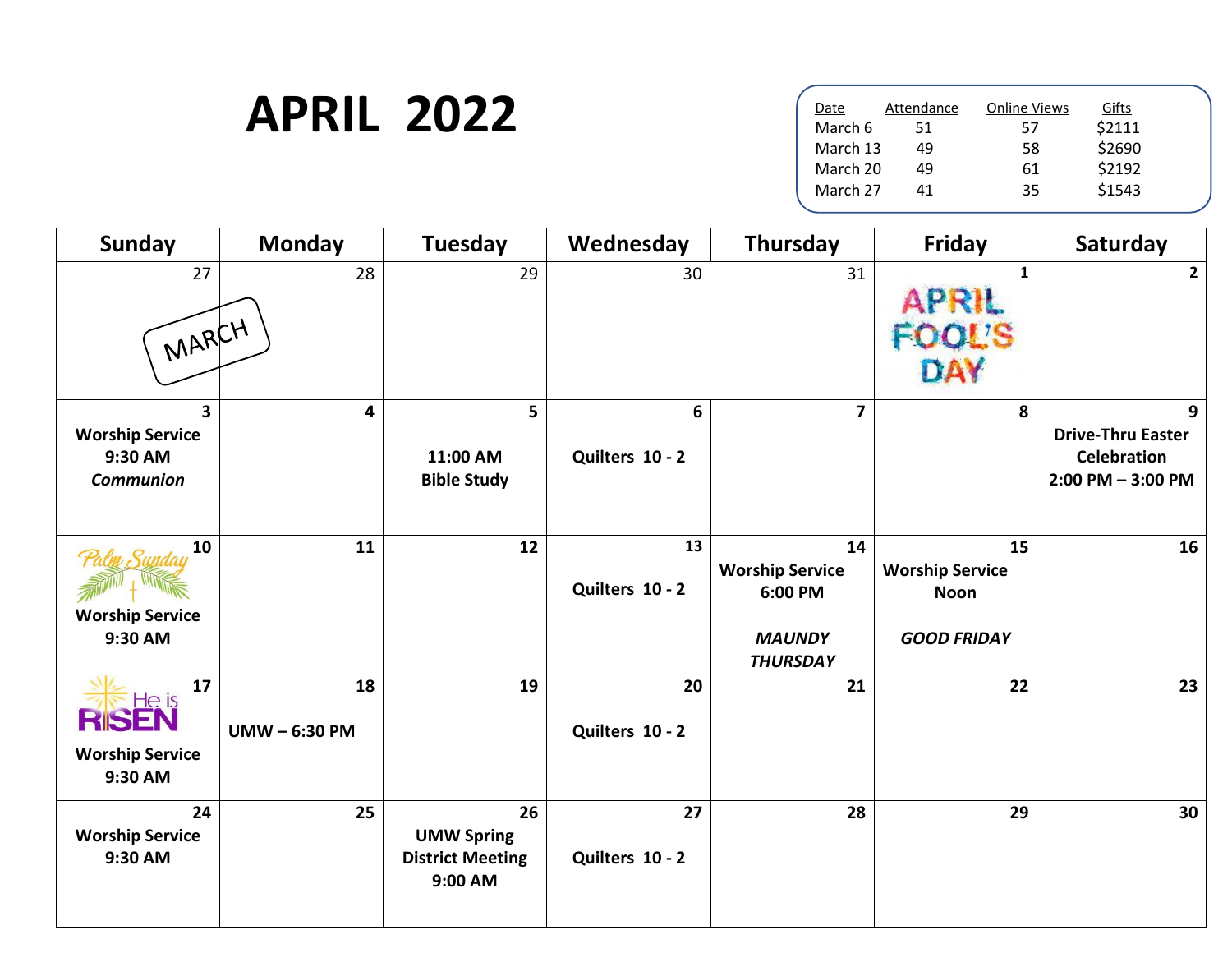# APRIL 2022

| Date | Attendance | Online Views | Gifts |
| --- | --- | --- | --- |
| March 6 | 51 | 57 | $2111 |
| March 13 | 49 | 58 | $2690 |
| March 20 | 49 | 61 | $2192 |
| March 27 | 41 | 35 | $1543 |

| Sunday | Monday | Tuesday | Wednesday | Thursday | Friday | Saturday |
| --- | --- | --- | --- | --- | --- | --- |
| 27 MARCH | 28 | 29 | 30 | 31 | **1** APRIL FOOL'S DAY | **2** |
| **3** **Worship Service 9:30 AM** ***Communion*** | **4** | **5** **11:00 AM Bible Study** | **6** **Quilters 10 - 2** | **7** | **8** | **9** **Drive-Thru Easter Celebration 2:00 PM – 3:00 PM** |
| Palm Sunday **10** **Worship Service 9:30 AM** | **11** | **12** | **13** **Quilters 10 - 2** | **14** **Worship Service 6:00 PM** ***MAUNDY THURSDAY*** | **15** **Worship Service Noon** ***GOOD FRIDAY*** | **16** |
| He is RISEN **17** **Worship Service 9:30 AM** | **18** **UMW – 6:30 PM** | **19** | **20** **Quilters 10 - 2** | **21** | **22** | **23** |
| **24** **Worship Service 9:30 AM** | **25** | **26** **UMW Spring District Meeting 9:00 AM** | **27** **Quilters 10 - 2** | **28** | **29** | **30** |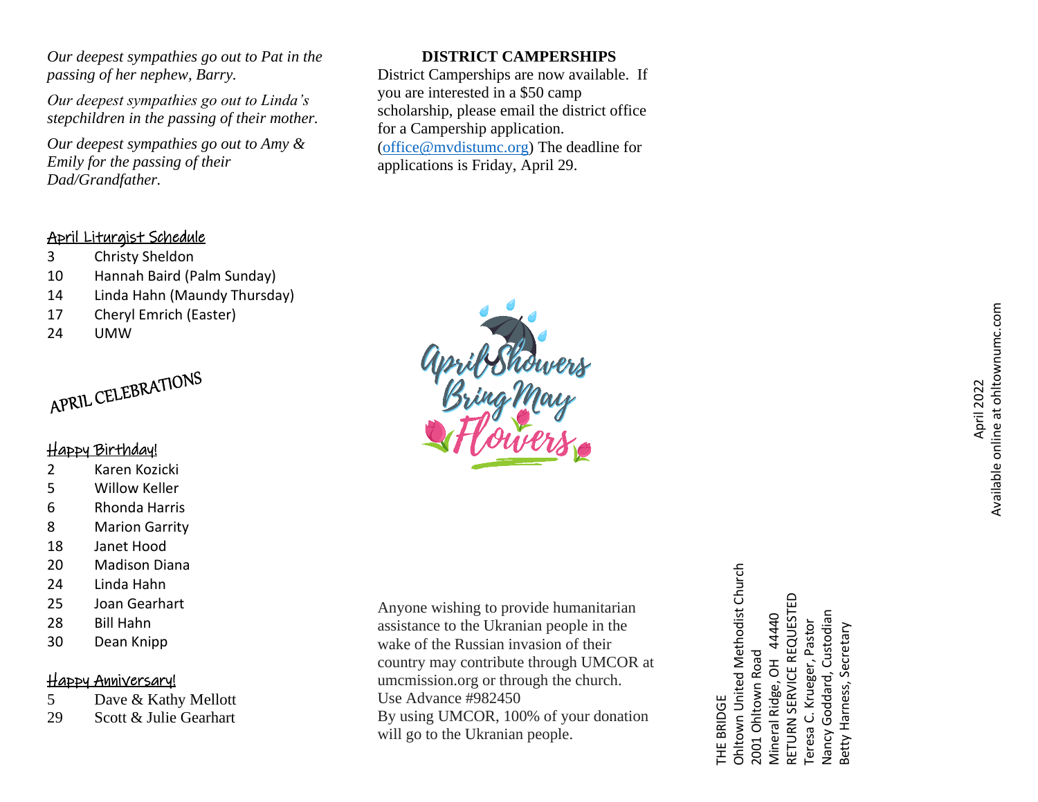*Our deepest sympathies go out to Pat in the passing of her nephew, Barry.*

*Our deepest sympathies go out to Linda's stepchildren in the passing of their mother.*

*Our deepest sympathies go out to Amy & Emily for the passing of their Dad/Grandfather.*

## April Liturgist Schedule

| | |
|---|---|
| 3 | Christy Sheldon |
| 10 | Hannah Baird (Palm Sunday) |
| 14 | Linda Hahn (Maundy Thursday) |
| 17 | Cheryl Emrich (Easter) |
| 24 | UMW |

## APRIL CELEBRATIONS

### Happy Birthday!

| | |
|---|---|
| 2 | Karen Kozicki |
| 5 | Willow Keller |
| 6 | Rhonda Harris |
| 8 | Marion Garrity |
| 18 | Janet Hood |
| 20 | Madison Diana |
| 24 | Linda Hahn |
| 25 | Joan Gearhart |
| 28 | Bill Hahn |
| 30 | Dean Knipp |

### Happy Anniversary!

| | |
|---|---|
| 5 | Dave & Kathy Mellott |
| 29 | Scott & Julie Gearhart |

## DISTRICT CAMPERSHIPS

District Camperships are now available. If you are interested in a $50 camp scholarship, please email the district office for a Campership application. (office@mvdistumc.org) The deadline for applications is Friday, April 29.

April Showers Bring May Flowers

Anyone wishing to provide humanitarian assistance to the Ukranian people in the wake of the Russian invasion of their country may contribute through UMCOR at umcmission.org or through the church.
Use Advance #982450
By using UMCOR, 100% of your donation will go to the Ukranian people.

THE BRIDGE
Ohltown United Methodist Church
2001 Ohltown Road
Mineral Ridge, OH 44440
RETURN SERVICE REQUESTED
Teresa C. Krueger, Pastor
Nancy Goddard, Custodian
Betty Harness, Secretary

April 2022
Available online at ohltownumc.com